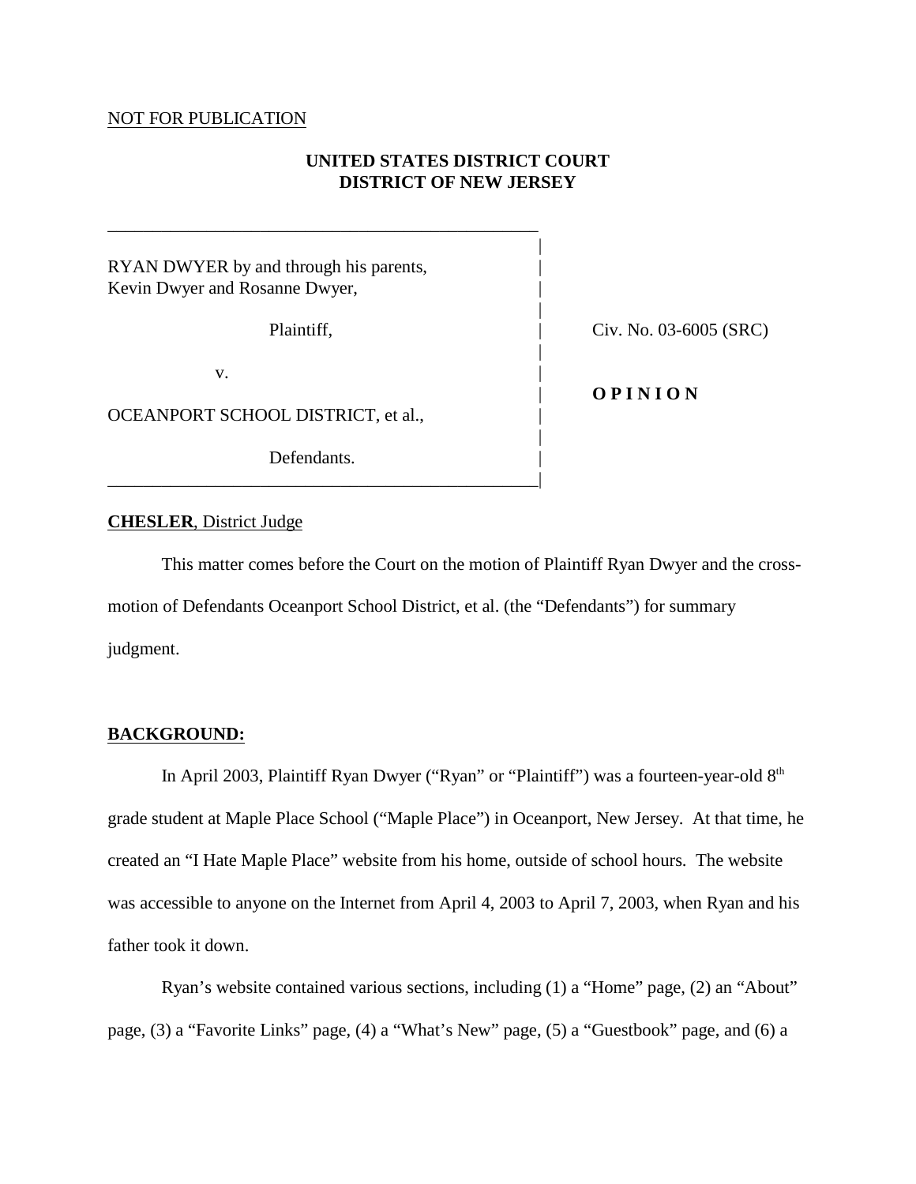NOT FOR PUBLICATION

**UNITED STATES DISTRICT COURT**
**DISTRICT OF NEW JERSEY**

| | |
|---|---|
| RYAN DWYER by and through his parents, Kevin Dwyer and Rosanne Dwyer, | |
| Plaintiff, | Civ. No. 03-6005 (SRC) |
| v. | **O P I N I O N** |
| OCEANPORT SCHOOL DISTRICT, et al., | |
| Defendants. | |

**CHESLER**, District Judge

This matter comes before the Court on the motion of Plaintiff Ryan Dwyer and the cross-motion of Defendants Oceanport School District, et al. (the "Defendants") for summary judgment.

**BACKGROUND:**

In April 2003, Plaintiff Ryan Dwyer ("Ryan" or "Plaintiff") was a fourteen-year-old 8th grade student at Maple Place School ("Maple Place") in Oceanport, New Jersey. At that time, he created an "I Hate Maple Place" website from his home, outside of school hours. The website was accessible to anyone on the Internet from April 4, 2003 to April 7, 2003, when Ryan and his father took it down.

Ryan's website contained various sections, including (1) a "Home" page, (2) an "About" page, (3) a "Favorite Links" page, (4) a "What's New" page, (5) a "Guestbook" page, and (6) a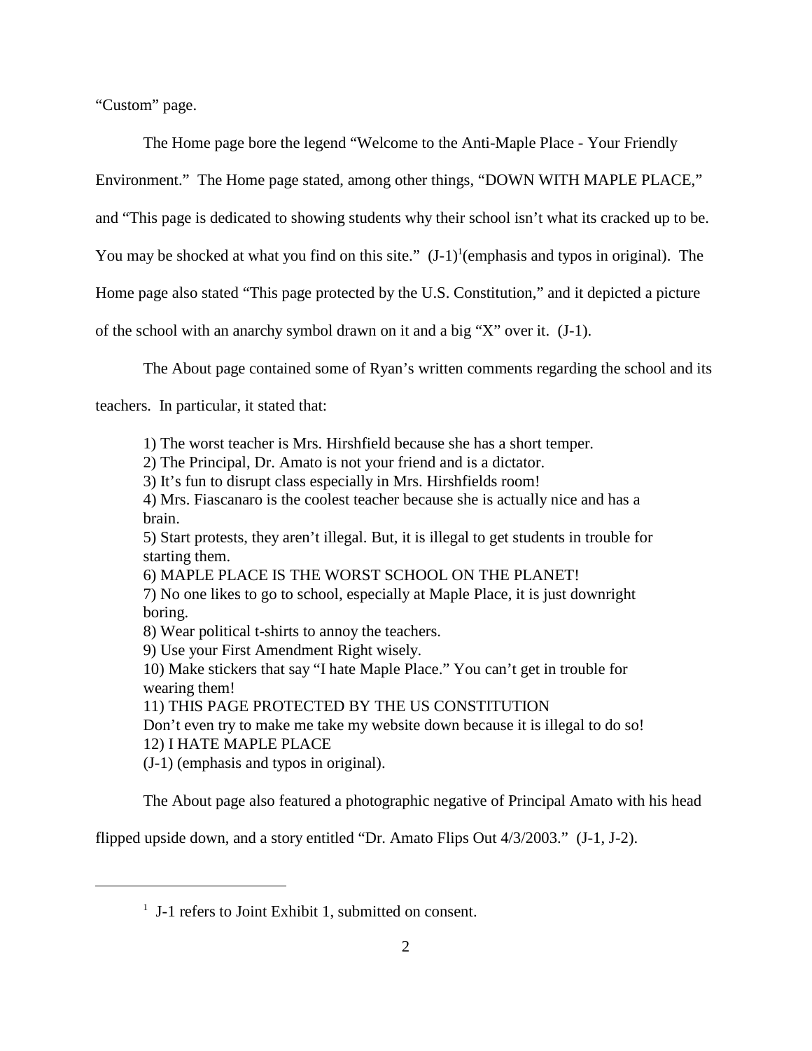"Custom" page.

The Home page bore the legend "Welcome to the Anti-Maple Place - Your Friendly Environment." The Home page stated, among other things, "DOWN WITH MAPLE PLACE," and "This page is dedicated to showing students why their school isn't what its cracked up to be. You may be shocked at what you find on this site." (J-1)[1](emphasis and typos in original). The Home page also stated "This page protected by the U.S. Constitution," and it depicted a picture of the school with an anarchy symbol drawn on it and a big "X" over it. (J-1).

The About page contained some of Ryan's written comments regarding the school and its teachers. In particular, it stated that:

> 1) The worst teacher is Mrs. Hirshfield because she has a short temper.
> 2) The Principal, Dr. Amato is not your friend and is a dictator.
> 3) It's fun to disrupt class especially in Mrs. Hirshfields room!
> 4) Mrs. Fiascanaro is the coolest teacher because she is actually nice and has a brain.
> 5) Start protests, they aren't illegal. But, it is illegal to get students in trouble for starting them.
> 6) MAPLE PLACE IS THE WORST SCHOOL ON THE PLANET!
> 7) No one likes to go to school, especially at Maple Place, it is just downright boring.
> 8) Wear political t-shirts to annoy the teachers.
> 9) Use your First Amendment Right wisely.
> 10) Make stickers that say "I hate Maple Place." You can't get in trouble for wearing them!
> 11) THIS PAGE PROTECTED BY THE US CONSTITUTION
> Don't even try to make me take my website down because it is illegal to do so!
> 12) I HATE MAPLE PLACE
> (J-1) (emphasis and typos in original).

The About page also featured a photographic negative of Principal Amato with his head flipped upside down, and a story entitled "Dr. Amato Flips Out 4/3/2003." (J-1, J-2).

[1] J-1 refers to Joint Exhibit 1, submitted on consent.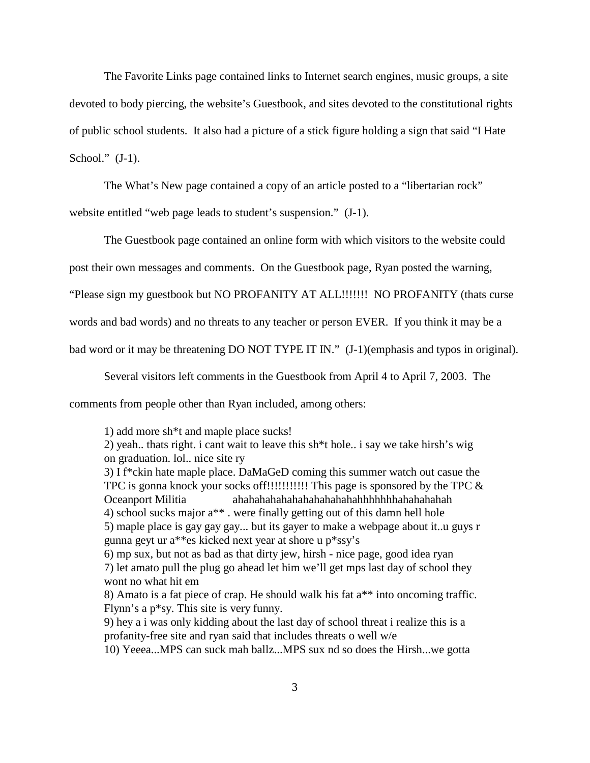The Favorite Links page contained links to Internet search engines, music groups, a site devoted to body piercing, the website's Guestbook, and sites devoted to the constitutional rights of public school students. It also had a picture of a stick figure holding a sign that said "I Hate School." (J-1).

The What's New page contained a copy of an article posted to a "libertarian rock" website entitled "web page leads to student's suspension." (J-1).

The Guestbook page contained an online form with which visitors to the website could post their own messages and comments. On the Guestbook page, Ryan posted the warning, "Please sign my guestbook but NO PROFANITY AT ALL!!!!!!! NO PROFANITY (thats curse words and bad words) and no threats to any teacher or person EVER. If you think it may be a bad word or it may be threatening DO NOT TYPE IT IN." (J-1)(emphasis and typos in original).

Several visitors left comments in the Guestbook from April 4 to April 7, 2003. The comments from people other than Ryan included, among others:

> 1) add more sh*t and maple place sucks!
> 2) yeah.. thats right. i cant wait to leave this sh*t hole.. i say we take hirsh's wig on graduation. lol.. nice site ry
> 3) I f*ckin hate maple place. DaMaGeD coming this summer watch out casue the TPC is gonna knock your socks off!!!!!!!!!!! This page is sponsored by the TPC & Oceanport Militia ahahahahahahahahahahahahhhhhhhahahahahah
> 4) school sucks major a** . were finally getting out of this damn hell hole
> 5) maple place is gay gay gay... but its gayer to make a webpage about it..u guys r gunna geyt ur a**es kicked next year at shore u p*ssy's
> 6) mp sux, but not as bad as that dirty jew, hirsh - nice page, good idea ryan
> 7) let amato pull the plug go ahead let him we'll get mps last day of school they wont no what hit em
> 8) Amato is a fat piece of crap. He should walk his fat a** into oncoming traffic. Flynn's a p*sy. This site is very funny.
> 9) hey a i was only kidding about the last day of school threat i realize this is a profanity-free site and ryan said that includes threats o well w/e
> 10) Yeeea...MPS can suck mah ballz...MPS sux nd so does the Hirsh...we gotta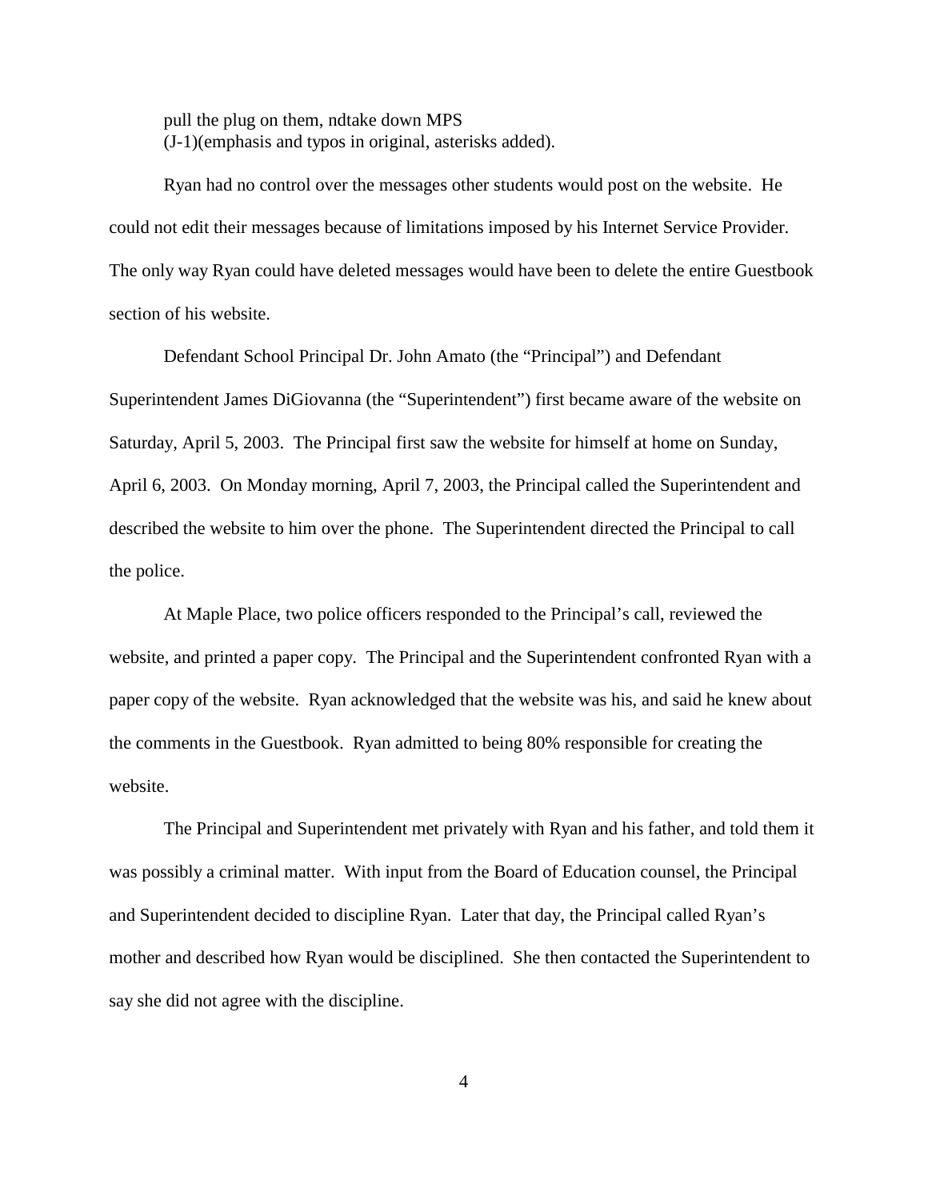pull the plug on them, ndtake down MPS
(J-1)(emphasis and typos in original, asterisks added).

Ryan had no control over the messages other students would post on the website. He could not edit their messages because of limitations imposed by his Internet Service Provider. The only way Ryan could have deleted messages would have been to delete the entire Guestbook section of his website.

Defendant School Principal Dr. John Amato (the "Principal") and Defendant Superintendent James DiGiovanna (the "Superintendent") first became aware of the website on Saturday, April 5, 2003. The Principal first saw the website for himself at home on Sunday, April 6, 2003. On Monday morning, April 7, 2003, the Principal called the Superintendent and described the website to him over the phone. The Superintendent directed the Principal to call the police.

At Maple Place, two police officers responded to the Principal's call, reviewed the website, and printed a paper copy. The Principal and the Superintendent confronted Ryan with a paper copy of the website. Ryan acknowledged that the website was his, and said he knew about the comments in the Guestbook. Ryan admitted to being 80% responsible for creating the website.

The Principal and Superintendent met privately with Ryan and his father, and told them it was possibly a criminal matter. With input from the Board of Education counsel, the Principal and Superintendent decided to discipline Ryan. Later that day, the Principal called Ryan's mother and described how Ryan would be disciplined. She then contacted the Superintendent to say she did not agree with the discipline.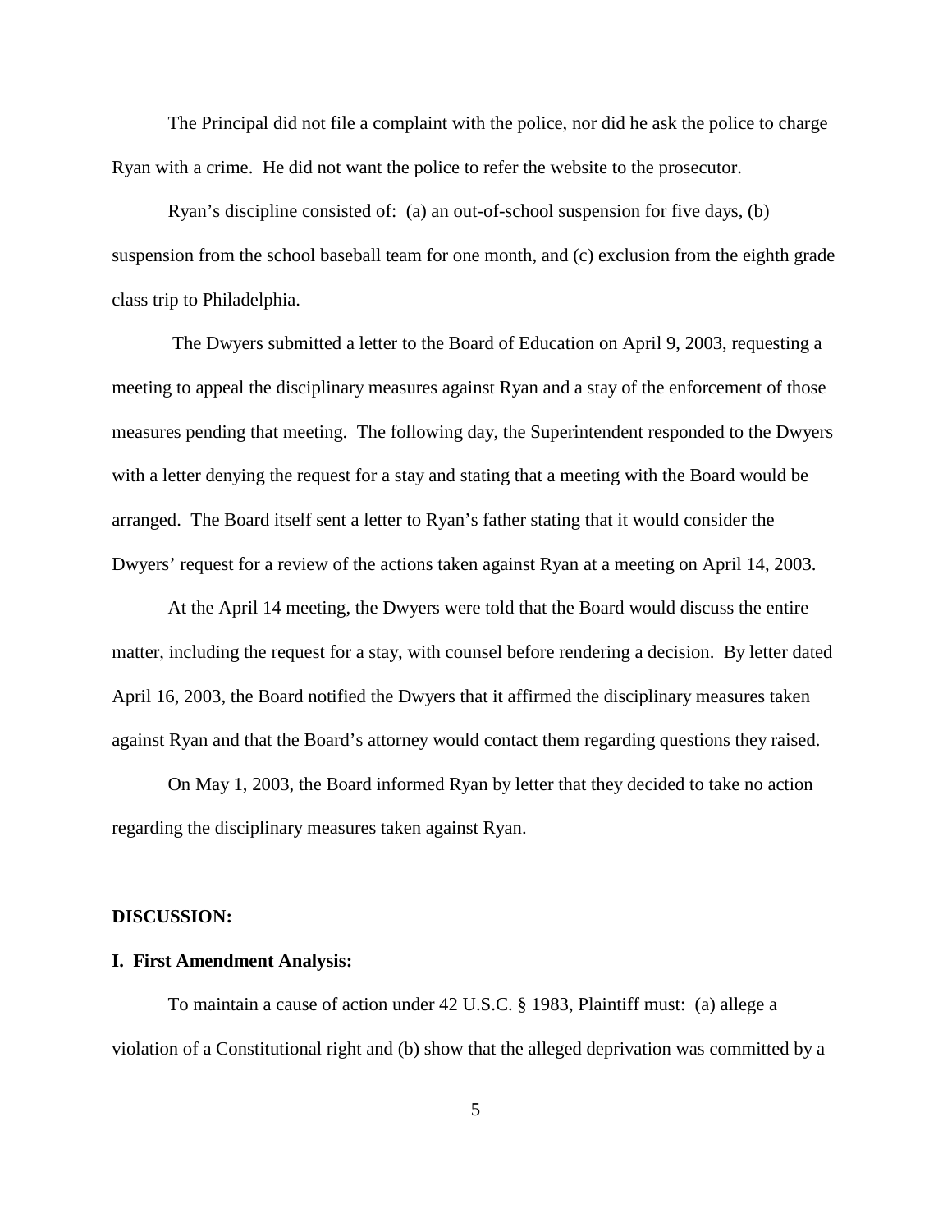The Principal did not file a complaint with the police, nor did he ask the police to charge Ryan with a crime. He did not want the police to refer the website to the prosecutor.

Ryan's discipline consisted of: (a) an out-of-school suspension for five days, (b) suspension from the school baseball team for one month, and (c) exclusion from the eighth grade class trip to Philadelphia.

The Dwyers submitted a letter to the Board of Education on April 9, 2003, requesting a meeting to appeal the disciplinary measures against Ryan and a stay of the enforcement of those measures pending that meeting. The following day, the Superintendent responded to the Dwyers with a letter denying the request for a stay and stating that a meeting with the Board would be arranged. The Board itself sent a letter to Ryan's father stating that it would consider the Dwyers' request for a review of the actions taken against Ryan at a meeting on April 14, 2003.

At the April 14 meeting, the Dwyers were told that the Board would discuss the entire matter, including the request for a stay, with counsel before rendering a decision. By letter dated April 16, 2003, the Board notified the Dwyers that it affirmed the disciplinary measures taken against Ryan and that the Board's attorney would contact them regarding questions they raised.

On May 1, 2003, the Board informed Ryan by letter that they decided to take no action regarding the disciplinary measures taken against Ryan.

## DISCUSSION:

### I. First Amendment Analysis:

To maintain a cause of action under 42 U.S.C. § 1983, Plaintiff must: (a) allege a violation of a Constitutional right and (b) show that the alleged deprivation was committed by a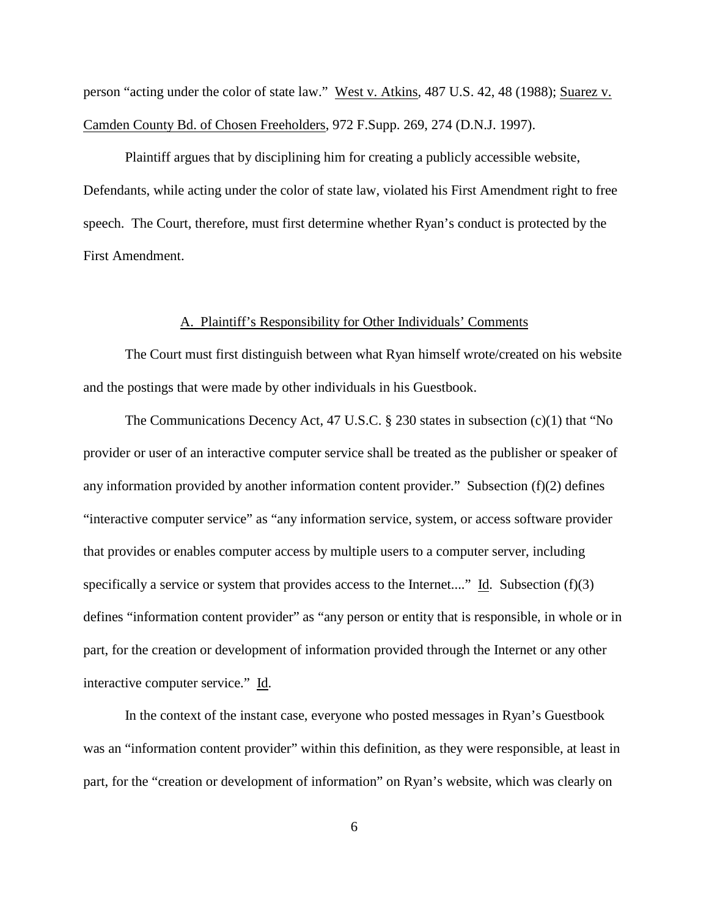person "acting under the color of state law." West v. Atkins, 487 U.S. 42, 48 (1988); Suarez v. Camden County Bd. of Chosen Freeholders, 972 F.Supp. 269, 274 (D.N.J. 1997).

Plaintiff argues that by disciplining him for creating a publicly accessible website, Defendants, while acting under the color of state law, violated his First Amendment right to free speech. The Court, therefore, must first determine whether Ryan's conduct is protected by the First Amendment.

## A. Plaintiff's Responsibility for Other Individuals' Comments

The Court must first distinguish between what Ryan himself wrote/created on his website and the postings that were made by other individuals in his Guestbook.

The Communications Decency Act, 47 U.S.C. § 230 states in subsection (c)(1) that "No provider or user of an interactive computer service shall be treated as the publisher or speaker of any information provided by another information content provider." Subsection (f)(2) defines "interactive computer service" as "any information service, system, or access software provider that provides or enables computer access by multiple users to a computer server, including specifically a service or system that provides access to the Internet...." Id. Subsection (f)(3) defines "information content provider" as "any person or entity that is responsible, in whole or in part, for the creation or development of information provided through the Internet or any other interactive computer service." Id.

In the context of the instant case, everyone who posted messages in Ryan's Guestbook was an "information content provider" within this definition, as they were responsible, at least in part, for the "creation or development of information" on Ryan's website, which was clearly on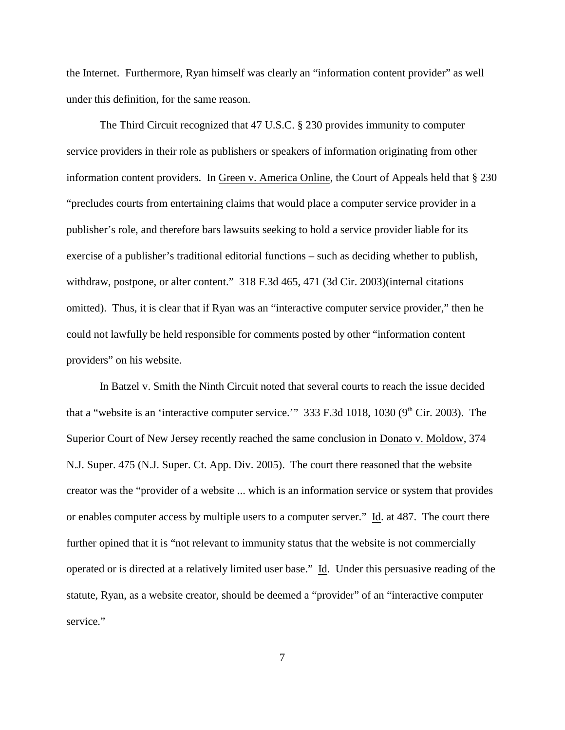the Internet. Furthermore, Ryan himself was clearly an "information content provider" as well under this definition, for the same reason.

The Third Circuit recognized that 47 U.S.C. § 230 provides immunity to computer service providers in their role as publishers or speakers of information originating from other information content providers. In Green v. America Online, the Court of Appeals held that § 230 "precludes courts from entertaining claims that would place a computer service provider in a publisher's role, and therefore bars lawsuits seeking to hold a service provider liable for its exercise of a publisher's traditional editorial functions – such as deciding whether to publish, withdraw, postpone, or alter content." 318 F.3d 465, 471 (3d Cir. 2003)(internal citations omitted). Thus, it is clear that if Ryan was an "interactive computer service provider," then he could not lawfully be held responsible for comments posted by other "information content providers" on his website.

In Batzel v. Smith the Ninth Circuit noted that several courts to reach the issue decided that a "website is an 'interactive computer service.'" 333 F.3d 1018, 1030 (9th Cir. 2003). The Superior Court of New Jersey recently reached the same conclusion in Donato v. Moldow, 374 N.J. Super. 475 (N.J. Super. Ct. App. Div. 2005). The court there reasoned that the website creator was the "provider of a website ... which is an information service or system that provides or enables computer access by multiple users to a computer server." Id. at 487. The court there further opined that it is "not relevant to immunity status that the website is not commercially operated or is directed at a relatively limited user base." Id. Under this persuasive reading of the statute, Ryan, as a website creator, should be deemed a "provider" of an "interactive computer service."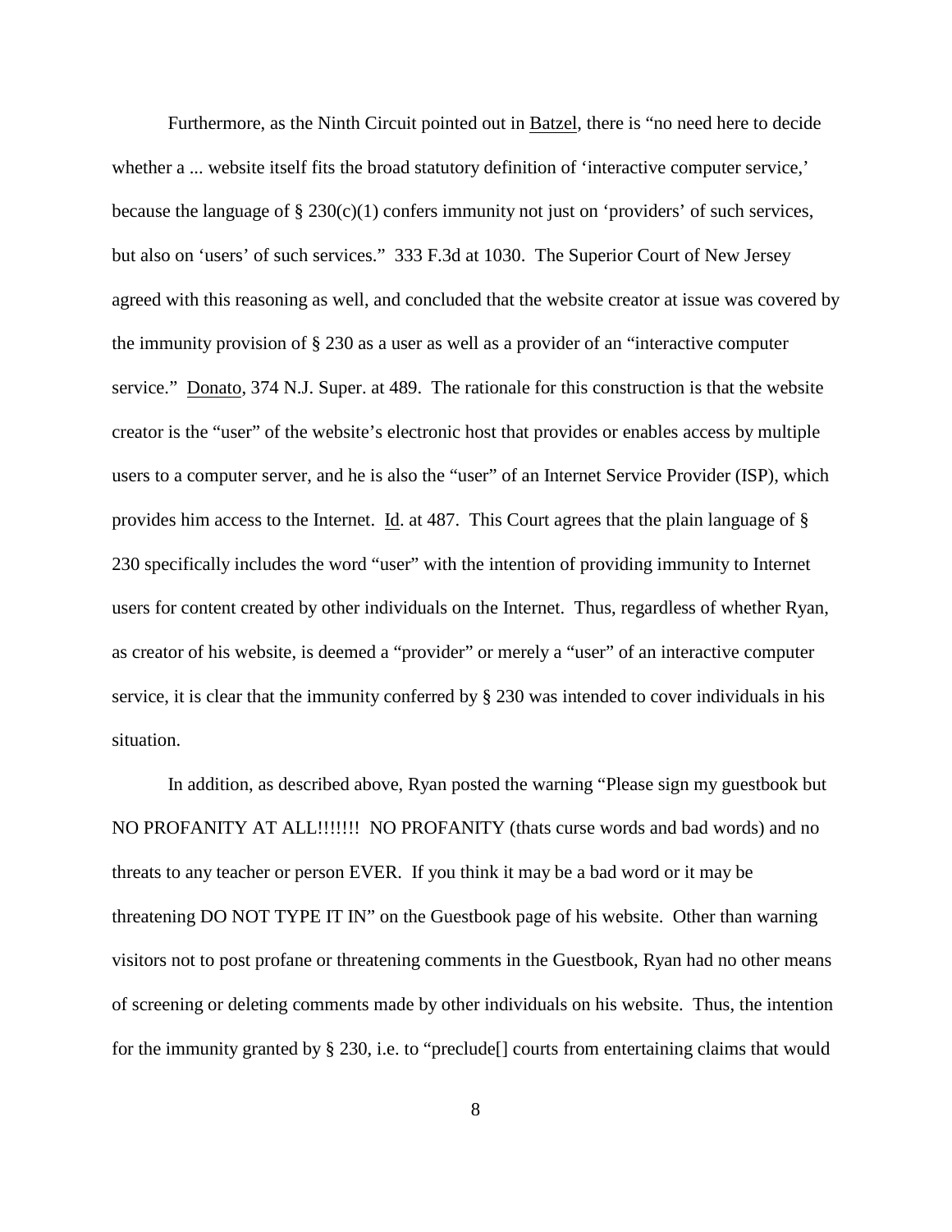Furthermore, as the Ninth Circuit pointed out in Batzel, there is "no need here to decide whether a ... website itself fits the broad statutory definition of 'interactive computer service,' because the language of § 230(c)(1) confers immunity not just on 'providers' of such services, but also on 'users' of such services." 333 F.3d at 1030. The Superior Court of New Jersey agreed with this reasoning as well, and concluded that the website creator at issue was covered by the immunity provision of § 230 as a user as well as a provider of an "interactive computer service." Donato, 374 N.J. Super. at 489. The rationale for this construction is that the website creator is the "user" of the website's electronic host that provides or enables access by multiple users to a computer server, and he is also the "user" of an Internet Service Provider (ISP), which provides him access to the Internet. Id. at 487. This Court agrees that the plain language of § 230 specifically includes the word "user" with the intention of providing immunity to Internet users for content created by other individuals on the Internet. Thus, regardless of whether Ryan, as creator of his website, is deemed a "provider" or merely a "user" of an interactive computer service, it is clear that the immunity conferred by § 230 was intended to cover individuals in his situation.

In addition, as described above, Ryan posted the warning "Please sign my guestbook but NO PROFANITY AT ALL!!!!!!! NO PROFANITY (thats curse words and bad words) and no threats to any teacher or person EVER. If you think it may be a bad word or it may be threatening DO NOT TYPE IT IN" on the Guestbook page of his website. Other than warning visitors not to post profane or threatening comments in the Guestbook, Ryan had no other means of screening or deleting comments made by other individuals on his website. Thus, the intention for the immunity granted by § 230, i.e. to "preclude[] courts from entertaining claims that would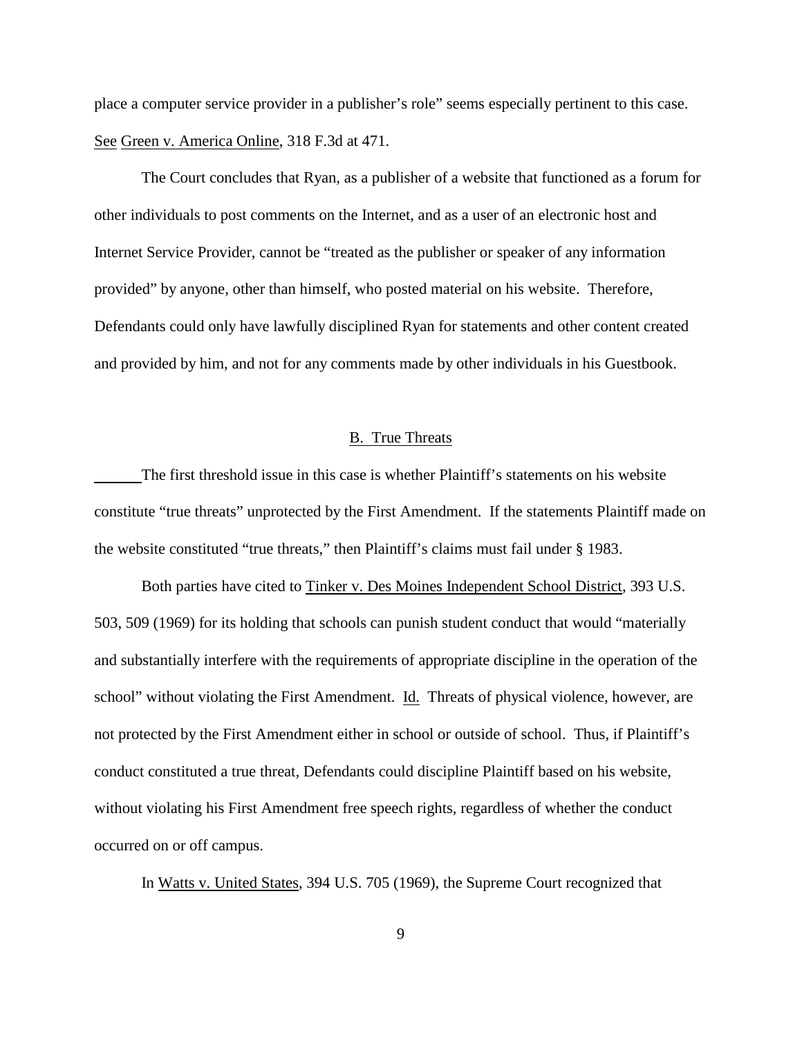place a computer service provider in a publisher's role" seems especially pertinent to this case. See Green v. America Online, 318 F.3d at 471.

The Court concludes that Ryan, as a publisher of a website that functioned as a forum for other individuals to post comments on the Internet, and as a user of an electronic host and Internet Service Provider, cannot be "treated as the publisher or speaker of any information provided" by anyone, other than himself, who posted material on his website. Therefore, Defendants could only have lawfully disciplined Ryan for statements and other content created and provided by him, and not for any comments made by other individuals in his Guestbook.

## B. True Threats

The first threshold issue in this case is whether Plaintiff's statements on his website constitute "true threats" unprotected by the First Amendment. If the statements Plaintiff made on the website constituted "true threats," then Plaintiff's claims must fail under § 1983.

Both parties have cited to Tinker v. Des Moines Independent School District, 393 U.S. 503, 509 (1969) for its holding that schools can punish student conduct that would "materially and substantially interfere with the requirements of appropriate discipline in the operation of the school" without violating the First Amendment. Id. Threats of physical violence, however, are not protected by the First Amendment either in school or outside of school. Thus, if Plaintiff's conduct constituted a true threat, Defendants could discipline Plaintiff based on his website, without violating his First Amendment free speech rights, regardless of whether the conduct occurred on or off campus.

In Watts v. United States, 394 U.S. 705 (1969), the Supreme Court recognized that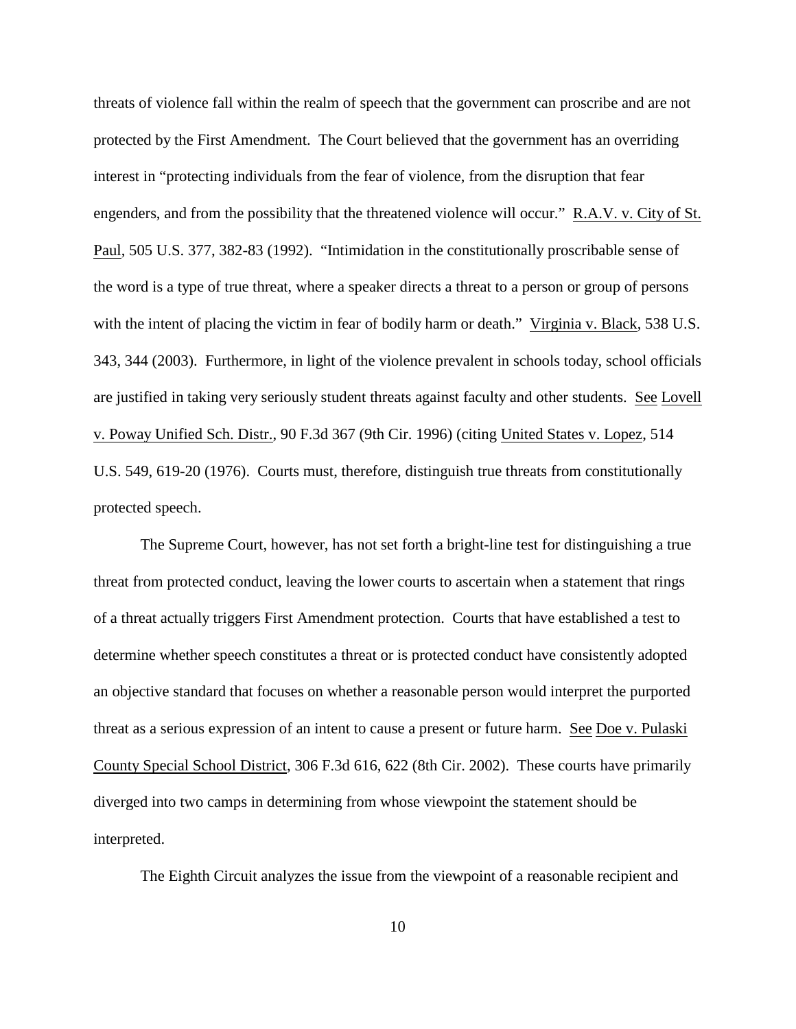threats of violence fall within the realm of speech that the government can proscribe and are not protected by the First Amendment. The Court believed that the government has an overriding interest in "protecting individuals from the fear of violence, from the disruption that fear engenders, and from the possibility that the threatened violence will occur." R.A.V. v. City of St. Paul, 505 U.S. 377, 382-83 (1992). "Intimidation in the constitutionally proscribable sense of the word is a type of true threat, where a speaker directs a threat to a person or group of persons with the intent of placing the victim in fear of bodily harm or death." Virginia v. Black, 538 U.S. 343, 344 (2003). Furthermore, in light of the violence prevalent in schools today, school officials are justified in taking very seriously student threats against faculty and other students. See Lovell v. Poway Unified Sch. Distr., 90 F.3d 367 (9th Cir. 1996) (citing United States v. Lopez, 514 U.S. 549, 619-20 (1976). Courts must, therefore, distinguish true threats from constitutionally protected speech.

The Supreme Court, however, has not set forth a bright-line test for distinguishing a true threat from protected conduct, leaving the lower courts to ascertain when a statement that rings of a threat actually triggers First Amendment protection. Courts that have established a test to determine whether speech constitutes a threat or is protected conduct have consistently adopted an objective standard that focuses on whether a reasonable person would interpret the purported threat as a serious expression of an intent to cause a present or future harm. See Doe v. Pulaski County Special School District, 306 F.3d 616, 622 (8th Cir. 2002). These courts have primarily diverged into two camps in determining from whose viewpoint the statement should be interpreted.

The Eighth Circuit analyzes the issue from the viewpoint of a reasonable recipient and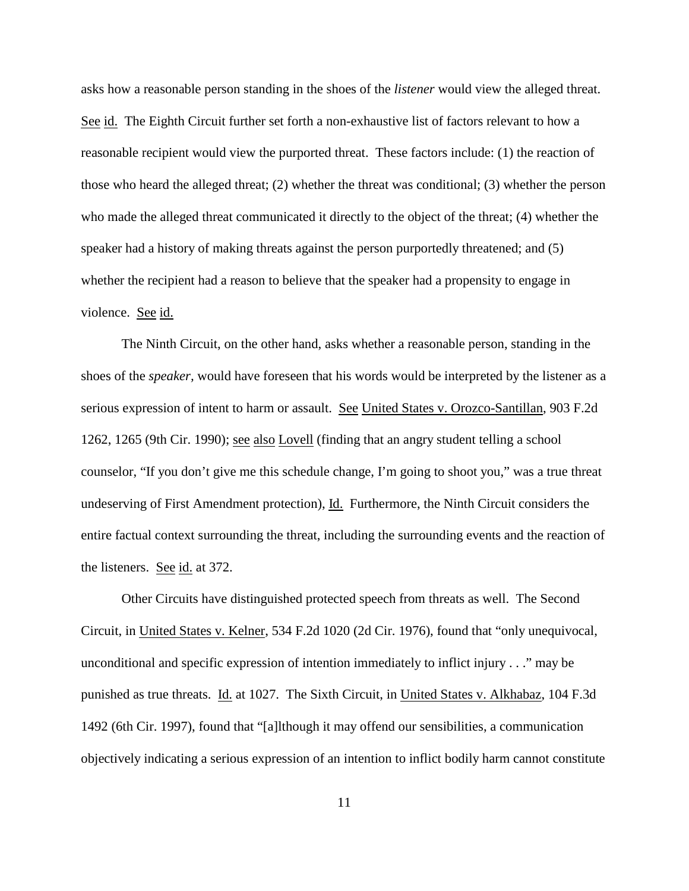asks how a reasonable person standing in the shoes of the *listener* would view the alleged threat. See id. The Eighth Circuit further set forth a non-exhaustive list of factors relevant to how a reasonable recipient would view the purported threat. These factors include: (1) the reaction of those who heard the alleged threat; (2) whether the threat was conditional; (3) whether the person who made the alleged threat communicated it directly to the object of the threat; (4) whether the speaker had a history of making threats against the person purportedly threatened; and (5) whether the recipient had a reason to believe that the speaker had a propensity to engage in violence. See id.

The Ninth Circuit, on the other hand, asks whether a reasonable person, standing in the shoes of the *speaker,* would have foreseen that his words would be interpreted by the listener as a serious expression of intent to harm or assault. See United States v. Orozco-Santillan, 903 F.2d 1262, 1265 (9th Cir. 1990); see also Lovell (finding that an angry student telling a school counselor, "If you don't give me this schedule change, I'm going to shoot you," was a true threat undeserving of First Amendment protection), Id. Furthermore, the Ninth Circuit considers the entire factual context surrounding the threat, including the surrounding events and the reaction of the listeners. See id. at 372.

Other Circuits have distinguished protected speech from threats as well. The Second Circuit, in United States v. Kelner, 534 F.2d 1020 (2d Cir. 1976), found that "only unequivocal, unconditional and specific expression of intention immediately to inflict injury . . ." may be punished as true threats. Id. at 1027. The Sixth Circuit, in United States v. Alkhabaz, 104 F.3d 1492 (6th Cir. 1997), found that "[a]lthough it may offend our sensibilities, a communication objectively indicating a serious expression of an intention to inflict bodily harm cannot constitute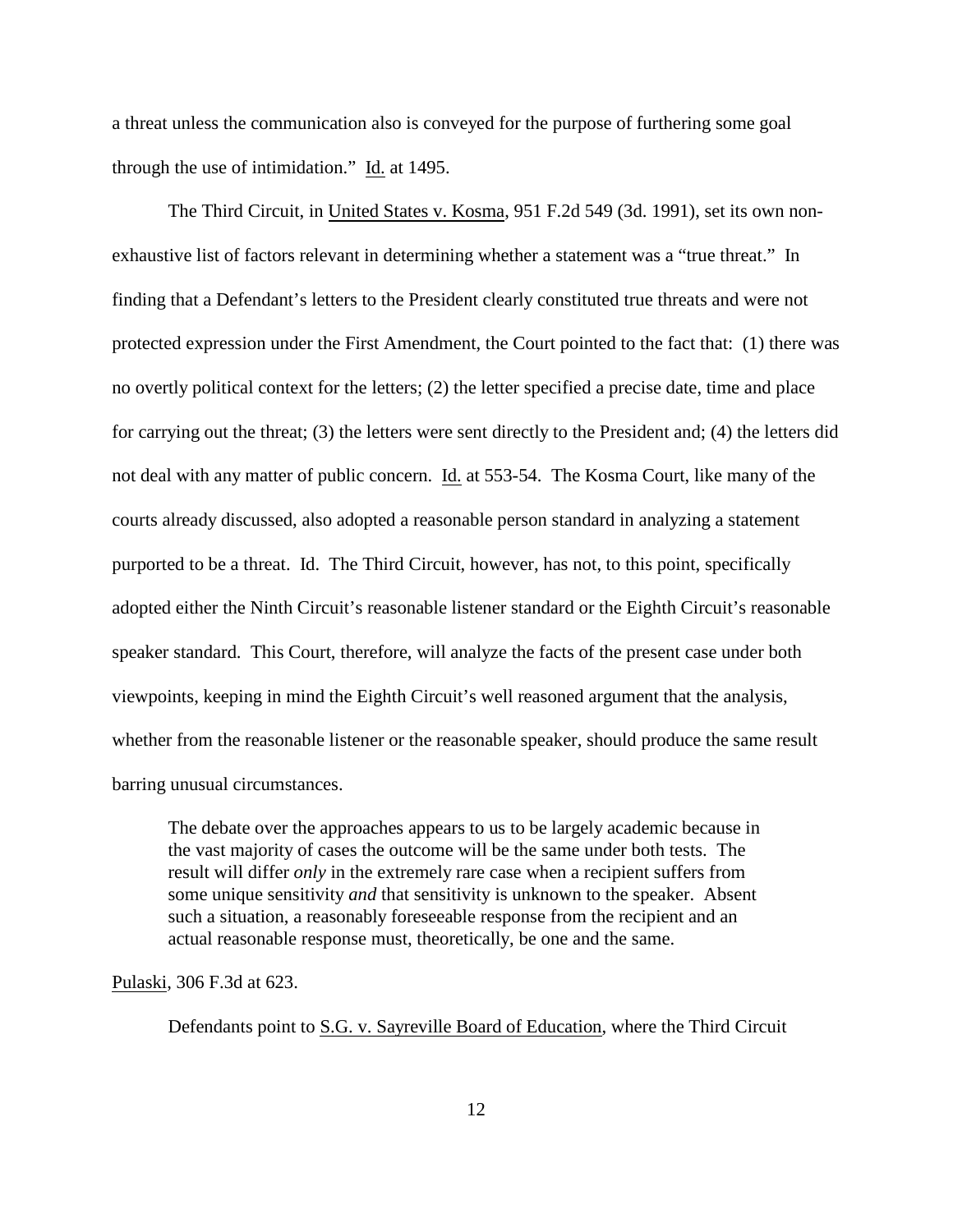a threat unless the communication also is conveyed for the purpose of furthering some goal through the use of intimidation." Id. at 1495.

The Third Circuit, in United States v. Kosma, 951 F.2d 549 (3d. 1991), set its own non-exhaustive list of factors relevant in determining whether a statement was a "true threat." In finding that a Defendant's letters to the President clearly constituted true threats and were not protected expression under the First Amendment, the Court pointed to the fact that: (1) there was no overtly political context for the letters; (2) the letter specified a precise date, time and place for carrying out the threat; (3) the letters were sent directly to the President and; (4) the letters did not deal with any matter of public concern. Id. at 553-54. The Kosma Court, like many of the courts already discussed, also adopted a reasonable person standard in analyzing a statement purported to be a threat. Id. The Third Circuit, however, has not, to this point, specifically adopted either the Ninth Circuit's reasonable listener standard or the Eighth Circuit's reasonable speaker standard. This Court, therefore, will analyze the facts of the present case under both viewpoints, keeping in mind the Eighth Circuit's well reasoned argument that the analysis, whether from the reasonable listener or the reasonable speaker, should produce the same result barring unusual circumstances.

> The debate over the approaches appears to us to be largely academic because in the vast majority of cases the outcome will be the same under both tests. The result will differ *only* in the extremely rare case when a recipient suffers from some unique sensitivity *and* that sensitivity is unknown to the speaker. Absent such a situation, a reasonably foreseeable response from the recipient and an actual reasonable response must, theoretically, be one and the same.

Pulaski, 306 F.3d at 623.

Defendants point to S.G. v. Sayreville Board of Education, where the Third Circuit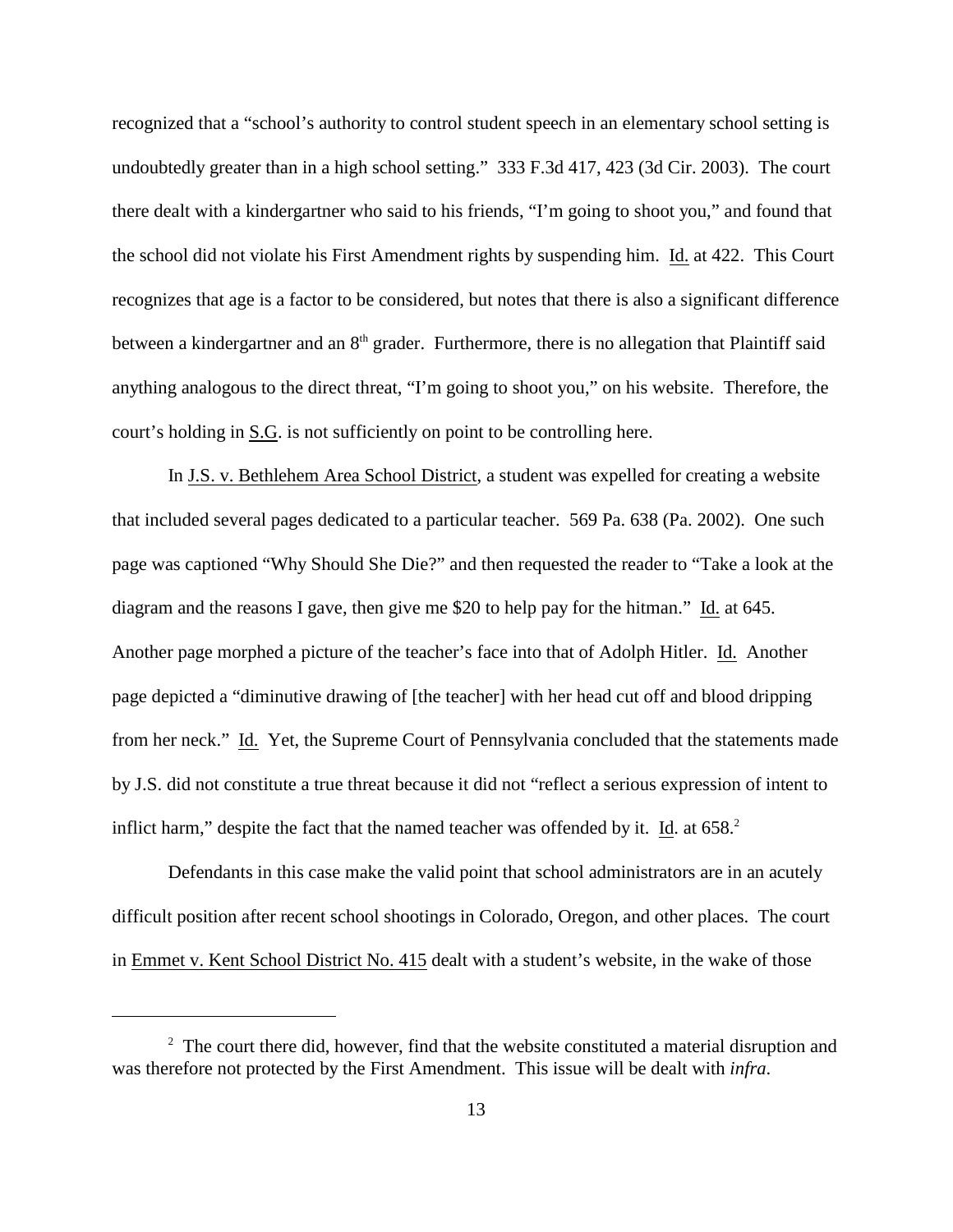recognized that a "school's authority to control student speech in an elementary school setting is undoubtedly greater than in a high school setting." 333 F.3d 417, 423 (3d Cir. 2003). The court there dealt with a kindergartner who said to his friends, "I'm going to shoot you," and found that the school did not violate his First Amendment rights by suspending him. Id. at 422. This Court recognizes that age is a factor to be considered, but notes that there is also a significant difference between a kindergartner and an 8th grader. Furthermore, there is no allegation that Plaintiff said anything analogous to the direct threat, "I'm going to shoot you," on his website. Therefore, the court's holding in S.G. is not sufficiently on point to be controlling here.

In J.S. v. Bethlehem Area School District, a student was expelled for creating a website that included several pages dedicated to a particular teacher. 569 Pa. 638 (Pa. 2002). One such page was captioned "Why Should She Die?" and then requested the reader to "Take a look at the diagram and the reasons I gave, then give me $20 to help pay for the hitman." Id. at 645. Another page morphed a picture of the teacher's face into that of Adolph Hitler. Id. Another page depicted a "diminutive drawing of [the teacher] with her head cut off and blood dripping from her neck." Id. Yet, the Supreme Court of Pennsylvania concluded that the statements made by J.S. did not constitute a true threat because it did not "reflect a serious expression of intent to inflict harm," despite the fact that the named teacher was offended by it. Id. at 658.[2]

Defendants in this case make the valid point that school administrators are in an acutely difficult position after recent school shootings in Colorado, Oregon, and other places. The court in Emmet v. Kent School District No. 415 dealt with a student's website, in the wake of those

[2] The court there did, however, find that the website constituted a material disruption and was therefore not protected by the First Amendment. This issue will be dealt with *infra*.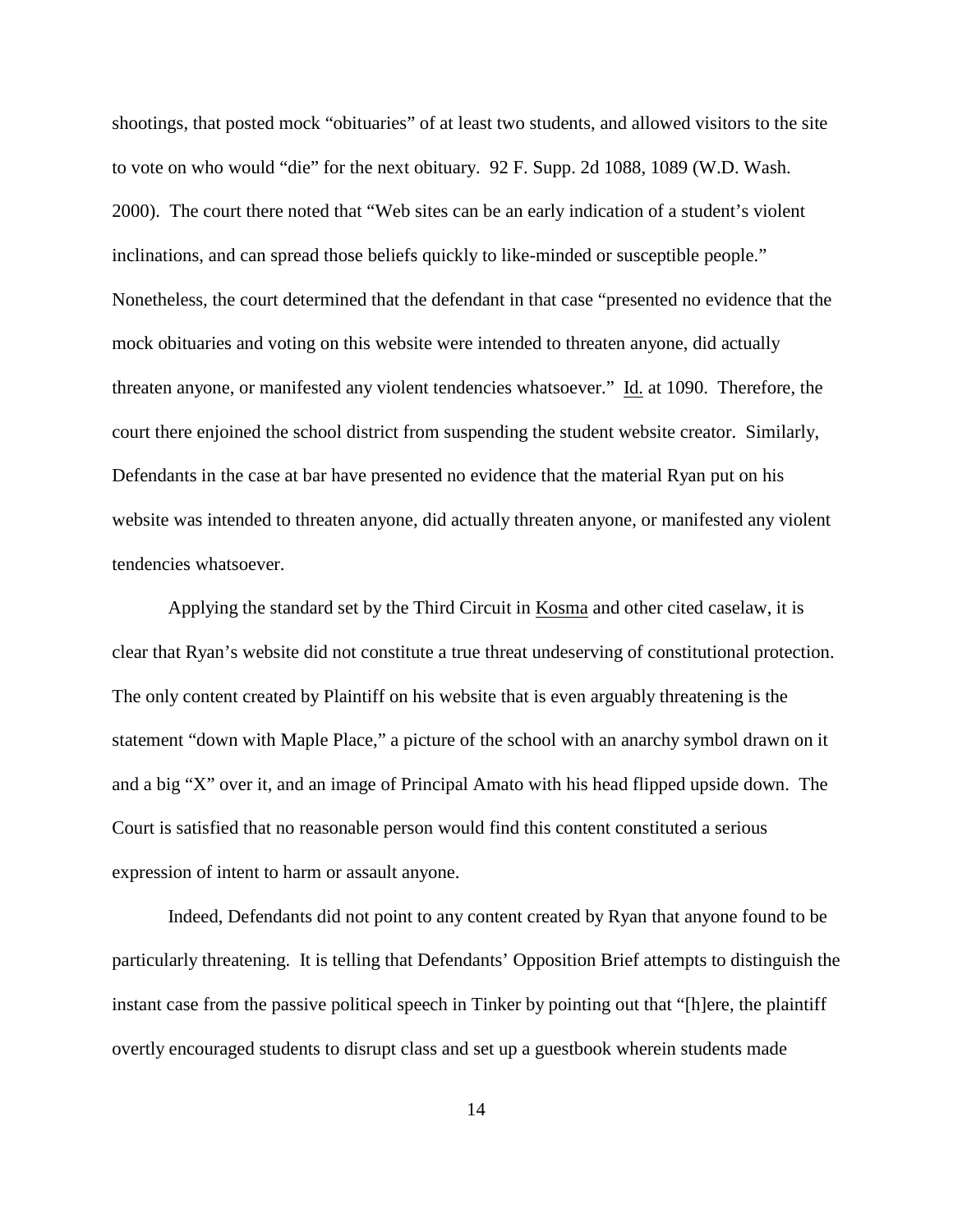shootings, that posted mock "obituaries" of at least two students, and allowed visitors to the site to vote on who would "die" for the next obituary. 92 F. Supp. 2d 1088, 1089 (W.D. Wash. 2000). The court there noted that "Web sites can be an early indication of a student's violent inclinations, and can spread those beliefs quickly to like-minded or susceptible people." Nonetheless, the court determined that the defendant in that case "presented no evidence that the mock obituaries and voting on this website were intended to threaten anyone, did actually threaten anyone, or manifested any violent tendencies whatsoever." Id. at 1090. Therefore, the court there enjoined the school district from suspending the student website creator. Similarly, Defendants in the case at bar have presented no evidence that the material Ryan put on his website was intended to threaten anyone, did actually threaten anyone, or manifested any violent tendencies whatsoever.

Applying the standard set by the Third Circuit in Kosma and other cited caselaw, it is clear that Ryan's website did not constitute a true threat undeserving of constitutional protection. The only content created by Plaintiff on his website that is even arguably threatening is the statement "down with Maple Place," a picture of the school with an anarchy symbol drawn on it and a big "X" over it, and an image of Principal Amato with his head flipped upside down. The Court is satisfied that no reasonable person would find this content constituted a serious expression of intent to harm or assault anyone.

Indeed, Defendants did not point to any content created by Ryan that anyone found to be particularly threatening. It is telling that Defendants' Opposition Brief attempts to distinguish the instant case from the passive political speech in Tinker by pointing out that "[h]ere, the plaintiff overtly encouraged students to disrupt class and set up a guestbook wherein students made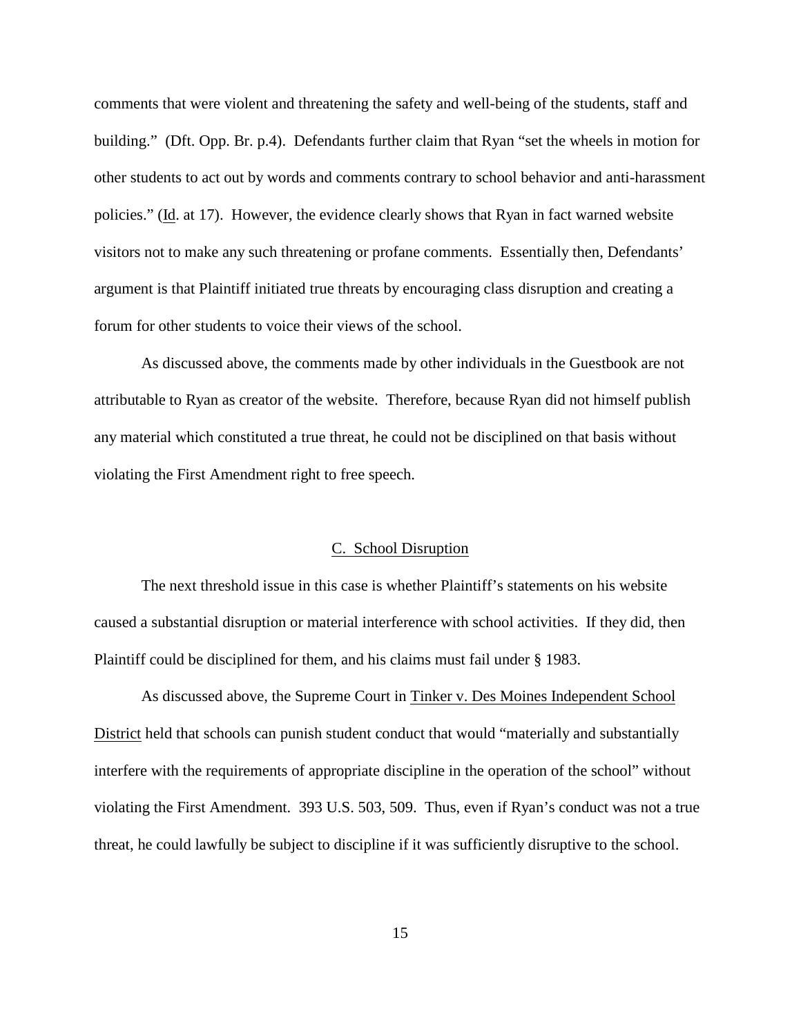comments that were violent and threatening the safety and well-being of the students, staff and building." (Dft. Opp. Br. p.4). Defendants further claim that Ryan "set the wheels in motion for other students to act out by words and comments contrary to school behavior and anti-harassment policies." (Id. at 17). However, the evidence clearly shows that Ryan in fact warned website visitors not to make any such threatening or profane comments. Essentially then, Defendants' argument is that Plaintiff initiated true threats by encouraging class disruption and creating a forum for other students to voice their views of the school.

As discussed above, the comments made by other individuals in the Guestbook are not attributable to Ryan as creator of the website. Therefore, because Ryan did not himself publish any material which constituted a true threat, he could not be disciplined on that basis without violating the First Amendment right to free speech.

### C. School Disruption

The next threshold issue in this case is whether Plaintiff's statements on his website caused a substantial disruption or material interference with school activities. If they did, then Plaintiff could be disciplined for them, and his claims must fail under § 1983.

As discussed above, the Supreme Court in Tinker v. Des Moines Independent School District held that schools can punish student conduct that would "materially and substantially interfere with the requirements of appropriate discipline in the operation of the school" without violating the First Amendment. 393 U.S. 503, 509. Thus, even if Ryan's conduct was not a true threat, he could lawfully be subject to discipline if it was sufficiently disruptive to the school.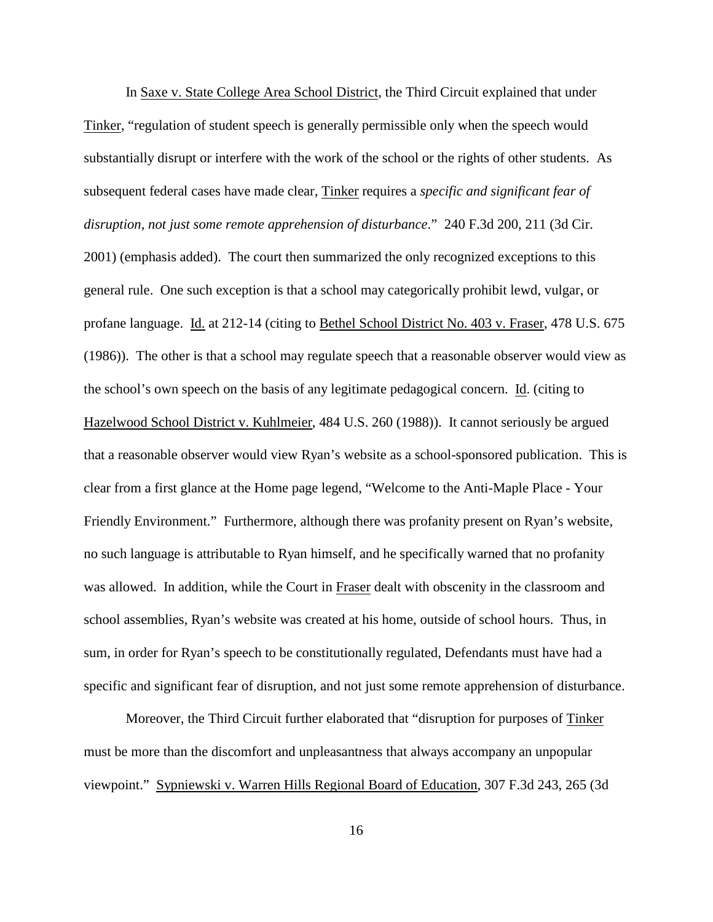In Saxe v. State College Area School District, the Third Circuit explained that under Tinker, "regulation of student speech is generally permissible only when the speech would substantially disrupt or interfere with the work of the school or the rights of other students. As subsequent federal cases have made clear, Tinker requires a *specific and significant fear of disruption, not just some remote apprehension of disturbance*." 240 F.3d 200, 211 (3d Cir. 2001) (emphasis added). The court then summarized the only recognized exceptions to this general rule. One such exception is that a school may categorically prohibit lewd, vulgar, or profane language. Id. at 212-14 (citing to Bethel School District No. 403 v. Fraser, 478 U.S. 675 (1986)). The other is that a school may regulate speech that a reasonable observer would view as the school's own speech on the basis of any legitimate pedagogical concern. Id. (citing to Hazelwood School District v. Kuhlmeier, 484 U.S. 260 (1988)). It cannot seriously be argued that a reasonable observer would view Ryan's website as a school-sponsored publication. This is clear from a first glance at the Home page legend, "Welcome to the Anti-Maple Place - Your Friendly Environment." Furthermore, although there was profanity present on Ryan's website, no such language is attributable to Ryan himself, and he specifically warned that no profanity was allowed. In addition, while the Court in Fraser dealt with obscenity in the classroom and school assemblies, Ryan's website was created at his home, outside of school hours. Thus, in sum, in order for Ryan's speech to be constitutionally regulated, Defendants must have had a specific and significant fear of disruption, and not just some remote apprehension of disturbance.

Moreover, the Third Circuit further elaborated that "disruption for purposes of Tinker must be more than the discomfort and unpleasantness that always accompany an unpopular viewpoint." Sypniewski v. Warren Hills Regional Board of Education, 307 F.3d 243, 265 (3d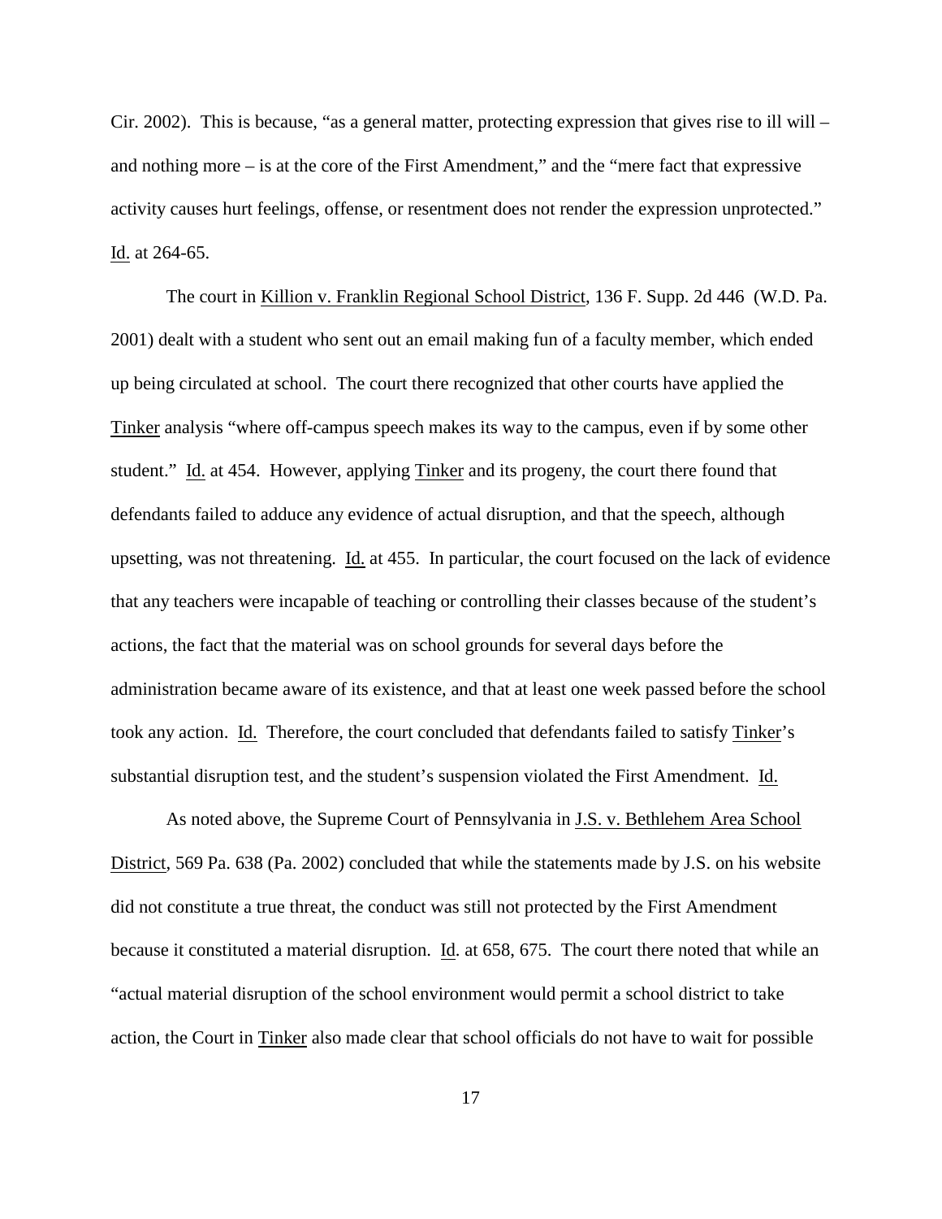Cir. 2002). This is because, "as a general matter, protecting expression that gives rise to ill will – and nothing more – is at the core of the First Amendment," and the "mere fact that expressive activity causes hurt feelings, offense, or resentment does not render the expression unprotected." Id. at 264-65.

The court in Killion v. Franklin Regional School District, 136 F. Supp. 2d 446 (W.D. Pa. 2001) dealt with a student who sent out an email making fun of a faculty member, which ended up being circulated at school. The court there recognized that other courts have applied the Tinker analysis "where off-campus speech makes its way to the campus, even if by some other student." Id. at 454. However, applying Tinker and its progeny, the court there found that defendants failed to adduce any evidence of actual disruption, and that the speech, although upsetting, was not threatening. Id. at 455. In particular, the court focused on the lack of evidence that any teachers were incapable of teaching or controlling their classes because of the student's actions, the fact that the material was on school grounds for several days before the administration became aware of its existence, and that at least one week passed before the school took any action. Id. Therefore, the court concluded that defendants failed to satisfy Tinker's substantial disruption test, and the student's suspension violated the First Amendment. Id.

As noted above, the Supreme Court of Pennsylvania in J.S. v. Bethlehem Area School District, 569 Pa. 638 (Pa. 2002) concluded that while the statements made by J.S. on his website did not constitute a true threat, the conduct was still not protected by the First Amendment because it constituted a material disruption. Id. at 658, 675. The court there noted that while an "actual material disruption of the school environment would permit a school district to take action, the Court in Tinker also made clear that school officials do not have to wait for possible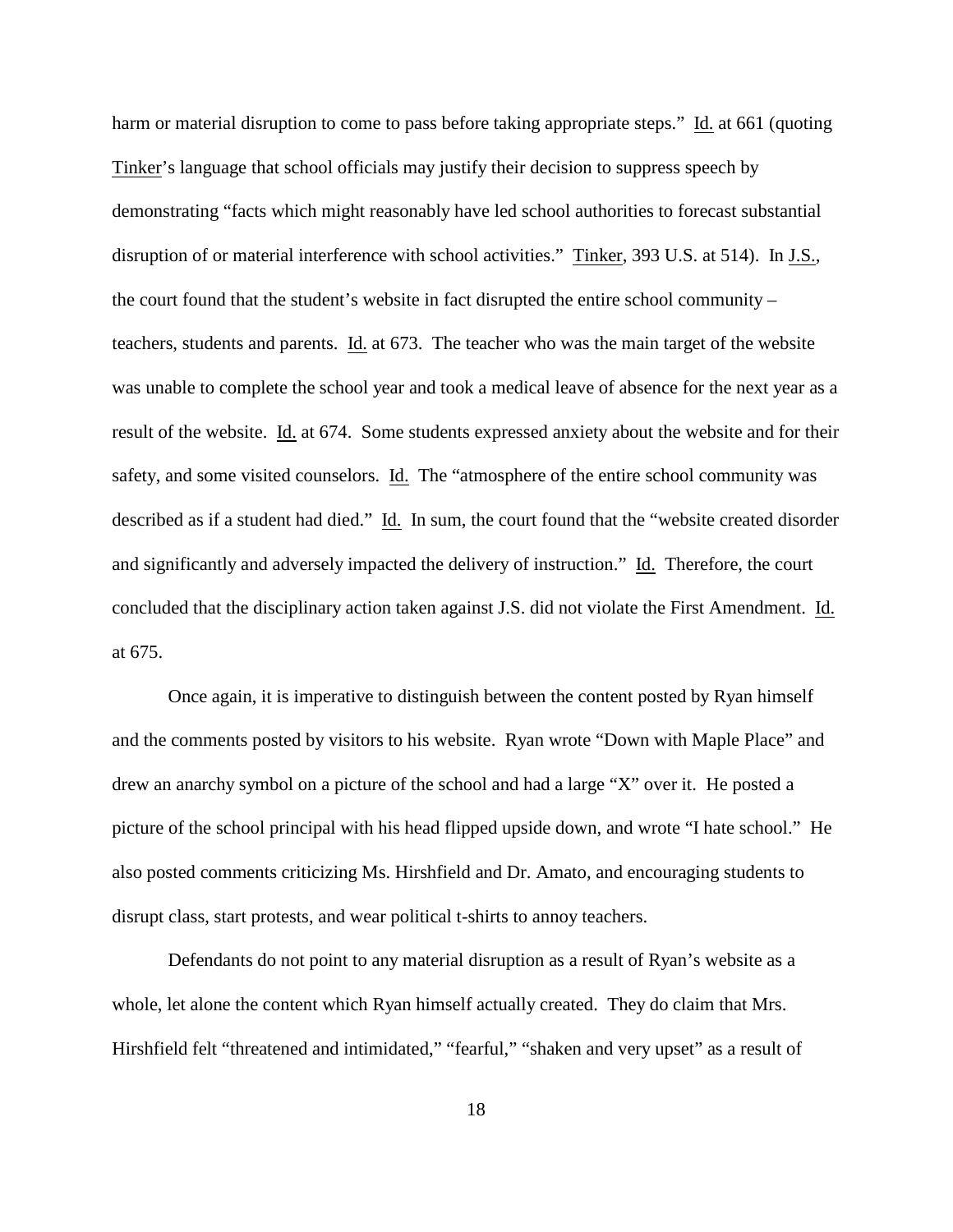harm or material disruption to come to pass before taking appropriate steps." Id. at 661 (quoting Tinker's language that school officials may justify their decision to suppress speech by demonstrating "facts which might reasonably have led school authorities to forecast substantial disruption of or material interference with school activities." Tinker, 393 U.S. at 514). In J.S., the court found that the student's website in fact disrupted the entire school community – teachers, students and parents. Id. at 673. The teacher who was the main target of the website was unable to complete the school year and took a medical leave of absence for the next year as a result of the website. Id. at 674. Some students expressed anxiety about the website and for their safety, and some visited counselors. Id. The "atmosphere of the entire school community was described as if a student had died." Id. In sum, the court found that the "website created disorder and significantly and adversely impacted the delivery of instruction." Id. Therefore, the court concluded that the disciplinary action taken against J.S. did not violate the First Amendment. Id. at 675.

Once again, it is imperative to distinguish between the content posted by Ryan himself and the comments posted by visitors to his website. Ryan wrote "Down with Maple Place" and drew an anarchy symbol on a picture of the school and had a large "X" over it. He posted a picture of the school principal with his head flipped upside down, and wrote "I hate school." He also posted comments criticizing Ms. Hirshfield and Dr. Amato, and encouraging students to disrupt class, start protests, and wear political t-shirts to annoy teachers.

Defendants do not point to any material disruption as a result of Ryan's website as a whole, let alone the content which Ryan himself actually created. They do claim that Mrs. Hirshfield felt "threatened and intimidated," "fearful," "shaken and very upset" as a result of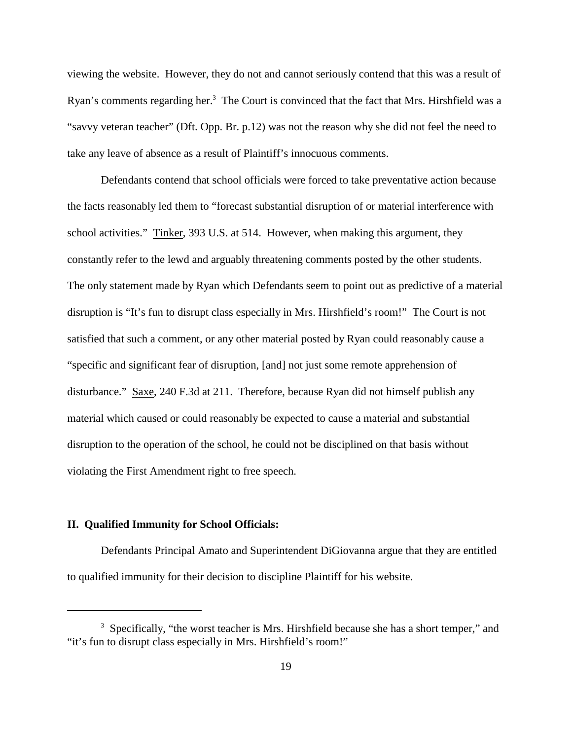viewing the website. However, they do not and cannot seriously contend that this was a result of Ryan's comments regarding her.[3] The Court is convinced that the fact that Mrs. Hirshfield was a "savvy veteran teacher" (Dft. Opp. Br. p.12) was not the reason why she did not feel the need to take any leave of absence as a result of Plaintiff's innocuous comments.

Defendants contend that school officials were forced to take preventative action because the facts reasonably led them to "forecast substantial disruption of or material interference with school activities." Tinker, 393 U.S. at 514. However, when making this argument, they constantly refer to the lewd and arguably threatening comments posted by the other students. The only statement made by Ryan which Defendants seem to point out as predictive of a material disruption is "It's fun to disrupt class especially in Mrs. Hirshfield's room!" The Court is not satisfied that such a comment, or any other material posted by Ryan could reasonably cause a "specific and significant fear of disruption, [and] not just some remote apprehension of disturbance." Saxe, 240 F.3d at 211. Therefore, because Ryan did not himself publish any material which caused or could reasonably be expected to cause a material and substantial disruption to the operation of the school, he could not be disciplined on that basis without violating the First Amendment right to free speech.

## II. Qualified Immunity for School Officials:

Defendants Principal Amato and Superintendent DiGiovanna argue that they are entitled to qualified immunity for their decision to discipline Plaintiff for his website.

---

[3] Specifically, "the worst teacher is Mrs. Hirshfield because she has a short temper," and "it's fun to disrupt class especially in Mrs. Hirshfield's room!"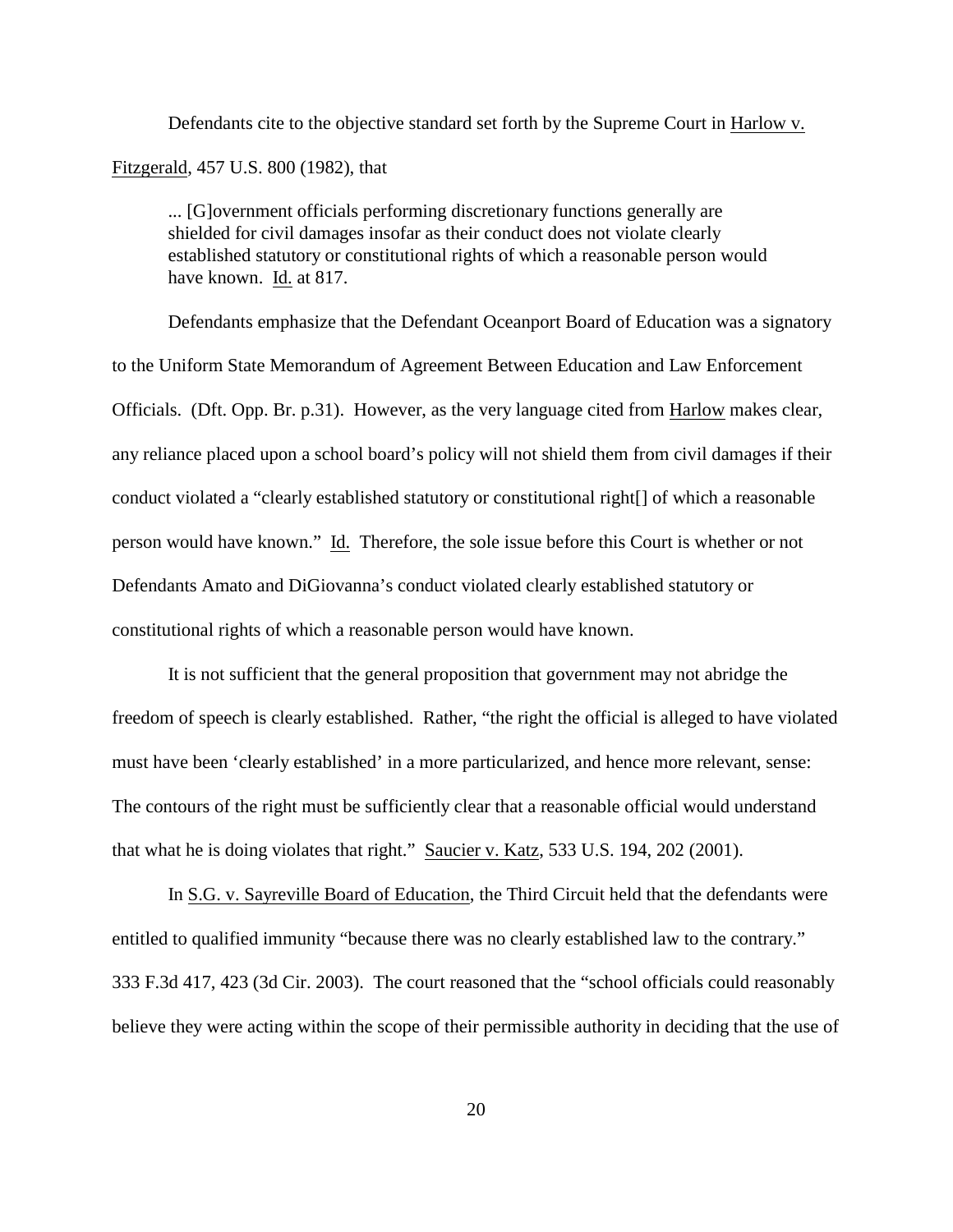Defendants cite to the objective standard set forth by the Supreme Court in Harlow v. Fitzgerald, 457 U.S. 800 (1982), that

> ... [G]overnment officials performing discretionary functions generally are shielded for civil damages insofar as their conduct does not violate clearly established statutory or constitutional rights of which a reasonable person would have known. Id. at 817.

Defendants emphasize that the Defendant Oceanport Board of Education was a signatory to the Uniform State Memorandum of Agreement Between Education and Law Enforcement Officials. (Dft. Opp. Br. p.31). However, as the very language cited from Harlow makes clear, any reliance placed upon a school board's policy will not shield them from civil damages if their conduct violated a "clearly established statutory or constitutional right[] of which a reasonable person would have known." Id. Therefore, the sole issue before this Court is whether or not Defendants Amato and DiGiovanna's conduct violated clearly established statutory or constitutional rights of which a reasonable person would have known.

It is not sufficient that the general proposition that government may not abridge the freedom of speech is clearly established. Rather, "the right the official is alleged to have violated must have been 'clearly established' in a more particularized, and hence more relevant, sense: The contours of the right must be sufficiently clear that a reasonable official would understand that what he is doing violates that right." Saucier v. Katz, 533 U.S. 194, 202 (2001).

In S.G. v. Sayreville Board of Education, the Third Circuit held that the defendants were entitled to qualified immunity "because there was no clearly established law to the contrary." 333 F.3d 417, 423 (3d Cir. 2003). The court reasoned that the "school officials could reasonably believe they were acting within the scope of their permissible authority in deciding that the use of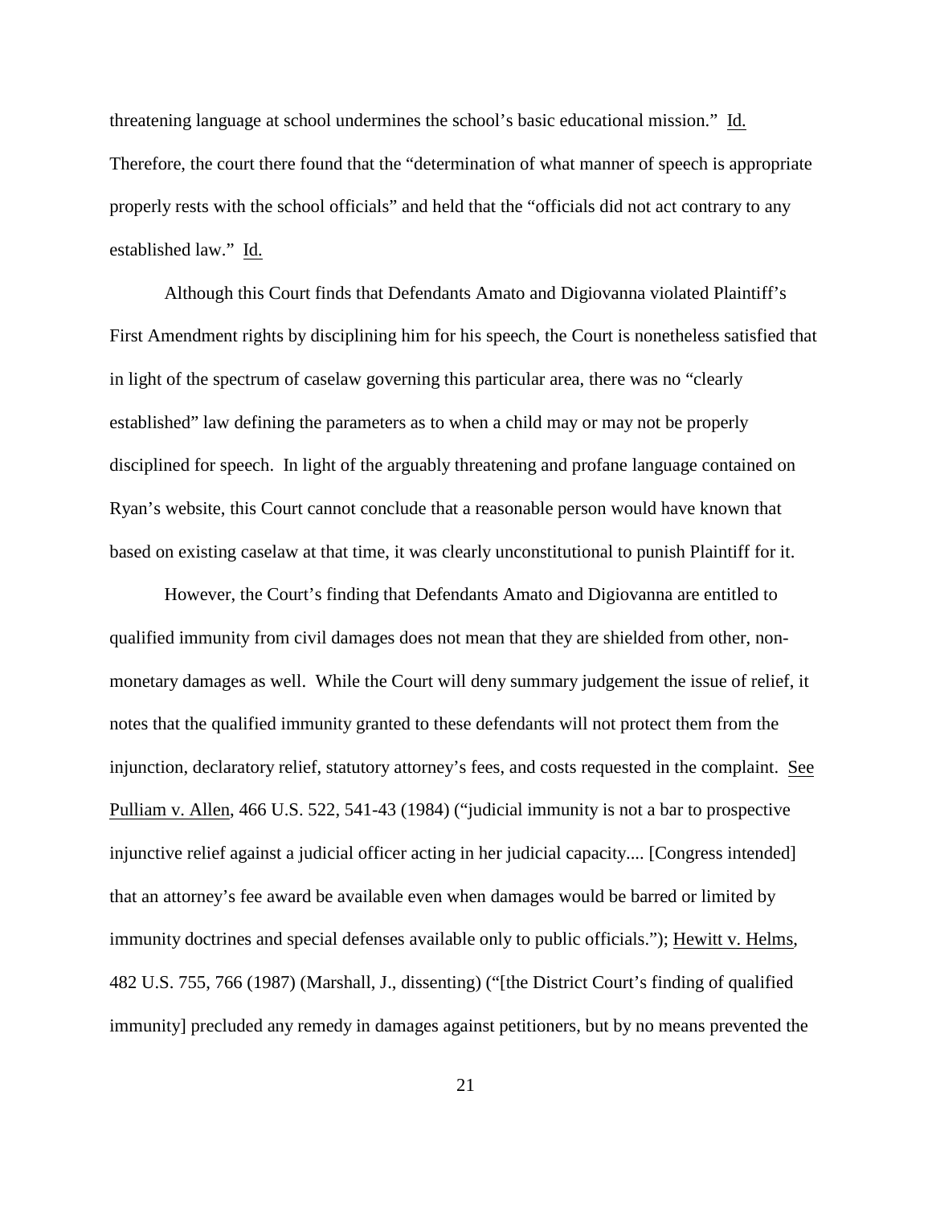threatening language at school undermines the school's basic educational mission." Id. Therefore, the court there found that the "determination of what manner of speech is appropriate properly rests with the school officials" and held that the "officials did not act contrary to any established law." Id.

Although this Court finds that Defendants Amato and Digiovanna violated Plaintiff's First Amendment rights by disciplining him for his speech, the Court is nonetheless satisfied that in light of the spectrum of caselaw governing this particular area, there was no "clearly established" law defining the parameters as to when a child may or may not be properly disciplined for speech. In light of the arguably threatening and profane language contained on Ryan's website, this Court cannot conclude that a reasonable person would have known that based on existing caselaw at that time, it was clearly unconstitutional to punish Plaintiff for it.

However, the Court's finding that Defendants Amato and Digiovanna are entitled to qualified immunity from civil damages does not mean that they are shielded from other, non-monetary damages as well. While the Court will deny summary judgement the issue of relief, it notes that the qualified immunity granted to these defendants will not protect them from the injunction, declaratory relief, statutory attorney's fees, and costs requested in the complaint. See Pulliam v. Allen, 466 U.S. 522, 541-43 (1984) ("judicial immunity is not a bar to prospective injunctive relief against a judicial officer acting in her judicial capacity.... [Congress intended] that an attorney's fee award be available even when damages would be barred or limited by immunity doctrines and special defenses available only to public officials."); Hewitt v. Helms, 482 U.S. 755, 766 (1987) (Marshall, J., dissenting) ("[the District Court's finding of qualified immunity] precluded any remedy in damages against petitioners, but by no means prevented the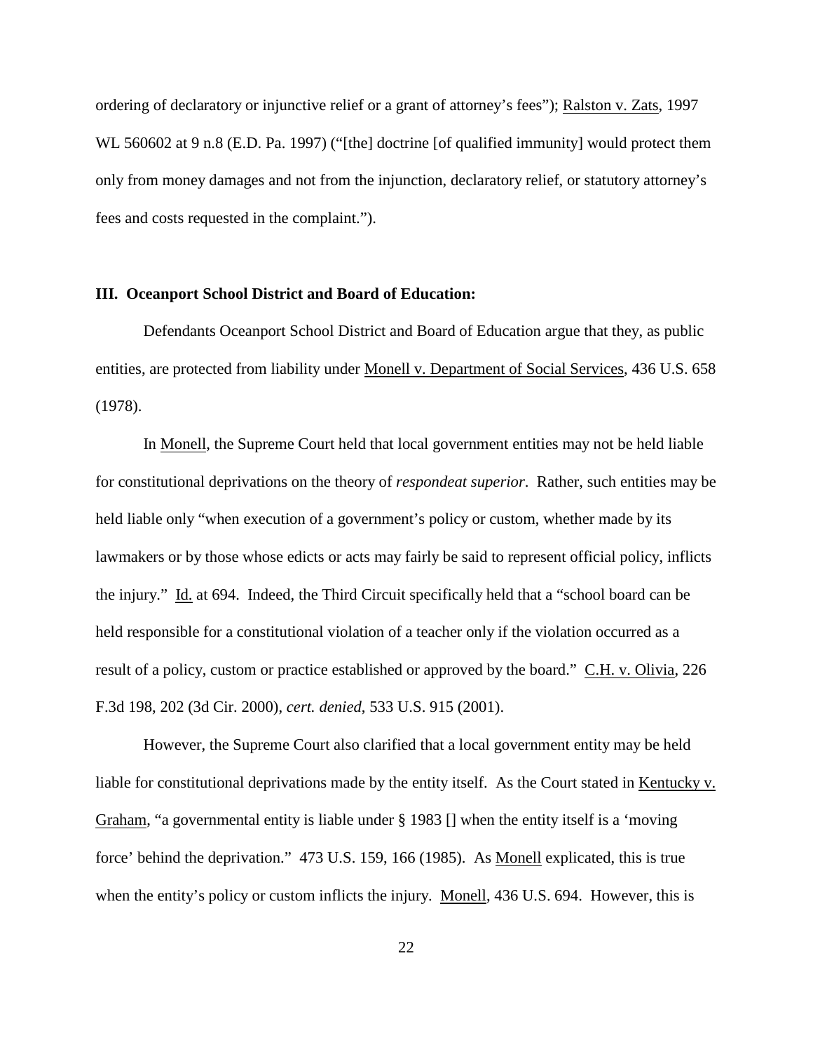ordering of declaratory or injunctive relief or a grant of attorney's fees"); Ralston v. Zats, 1997 WL 560602 at 9 n.8 (E.D. Pa. 1997) ("[the] doctrine [of qualified immunity] would protect them only from money damages and not from the injunction, declaratory relief, or statutory attorney's fees and costs requested in the complaint.").

**III. Oceanport School District and Board of Education:**

Defendants Oceanport School District and Board of Education argue that they, as public entities, are protected from liability under Monell v. Department of Social Services, 436 U.S. 658 (1978).

In Monell, the Supreme Court held that local government entities may not be held liable for constitutional deprivations on the theory of *respondeat superior*. Rather, such entities may be held liable only "when execution of a government's policy or custom, whether made by its lawmakers or by those whose edicts or acts may fairly be said to represent official policy, inflicts the injury." Id. at 694. Indeed, the Third Circuit specifically held that a "school board can be held responsible for a constitutional violation of a teacher only if the violation occurred as a result of a policy, custom or practice established or approved by the board." C.H. v. Olivia, 226 F.3d 198, 202 (3d Cir. 2000), *cert. denied*, 533 U.S. 915 (2001).

However, the Supreme Court also clarified that a local government entity may be held liable for constitutional deprivations made by the entity itself. As the Court stated in Kentucky v. Graham, "a governmental entity is liable under § 1983 [] when the entity itself is a 'moving force' behind the deprivation." 473 U.S. 159, 166 (1985). As Monell explicated, this is true when the entity's policy or custom inflicts the injury. Monell, 436 U.S. 694. However, this is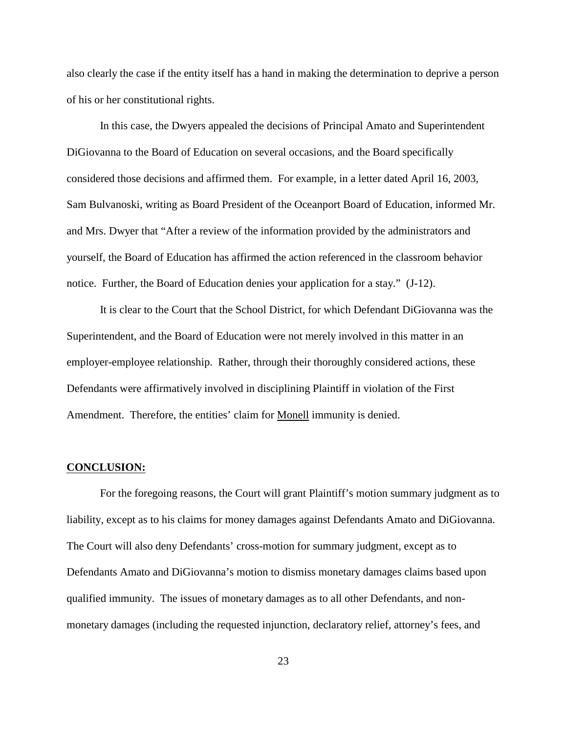also clearly the case if the entity itself has a hand in making the determination to deprive a person of his or her constitutional rights.

In this case, the Dwyers appealed the decisions of Principal Amato and Superintendent DiGiovanna to the Board of Education on several occasions, and the Board specifically considered those decisions and affirmed them. For example, in a letter dated April 16, 2003, Sam Bulvanoski, writing as Board President of the Oceanport Board of Education, informed Mr. and Mrs. Dwyer that "After a review of the information provided by the administrators and yourself, the Board of Education has affirmed the action referenced in the classroom behavior notice. Further, the Board of Education denies your application for a stay." (J-12).

It is clear to the Court that the School District, for which Defendant DiGiovanna was the Superintendent, and the Board of Education were not merely involved in this matter in an employer-employee relationship. Rather, through their thoroughly considered actions, these Defendants were affirmatively involved in disciplining Plaintiff in violation of the First Amendment. Therefore, the entities' claim for Monell immunity is denied.

**CONCLUSION:**

For the foregoing reasons, the Court will grant Plaintiff's motion summary judgment as to liability, except as to his claims for money damages against Defendants Amato and DiGiovanna. The Court will also deny Defendants' cross-motion for summary judgment, except as to Defendants Amato and DiGiovanna's motion to dismiss monetary damages claims based upon qualified immunity. The issues of monetary damages as to all other Defendants, and non-monetary damages (including the requested injunction, declaratory relief, attorney's fees, and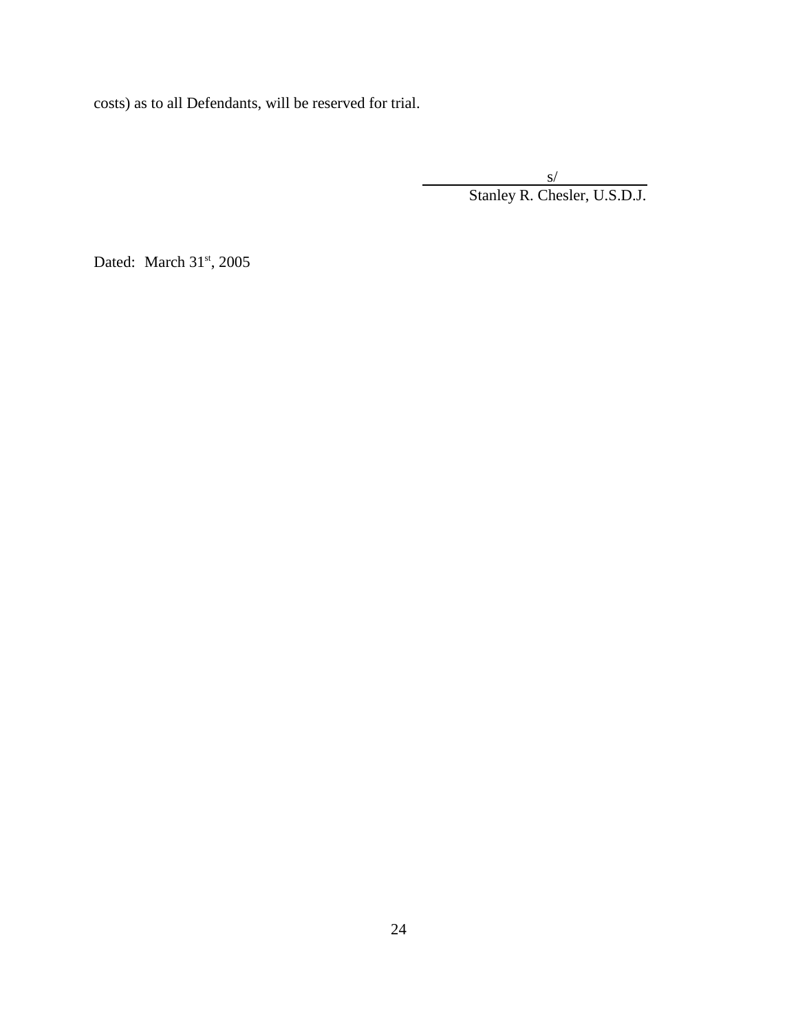costs) as to all Defendants, will be reserved for trial.

s/
Stanley R. Chesler, U.S.D.J.

Dated: March 31st, 2005